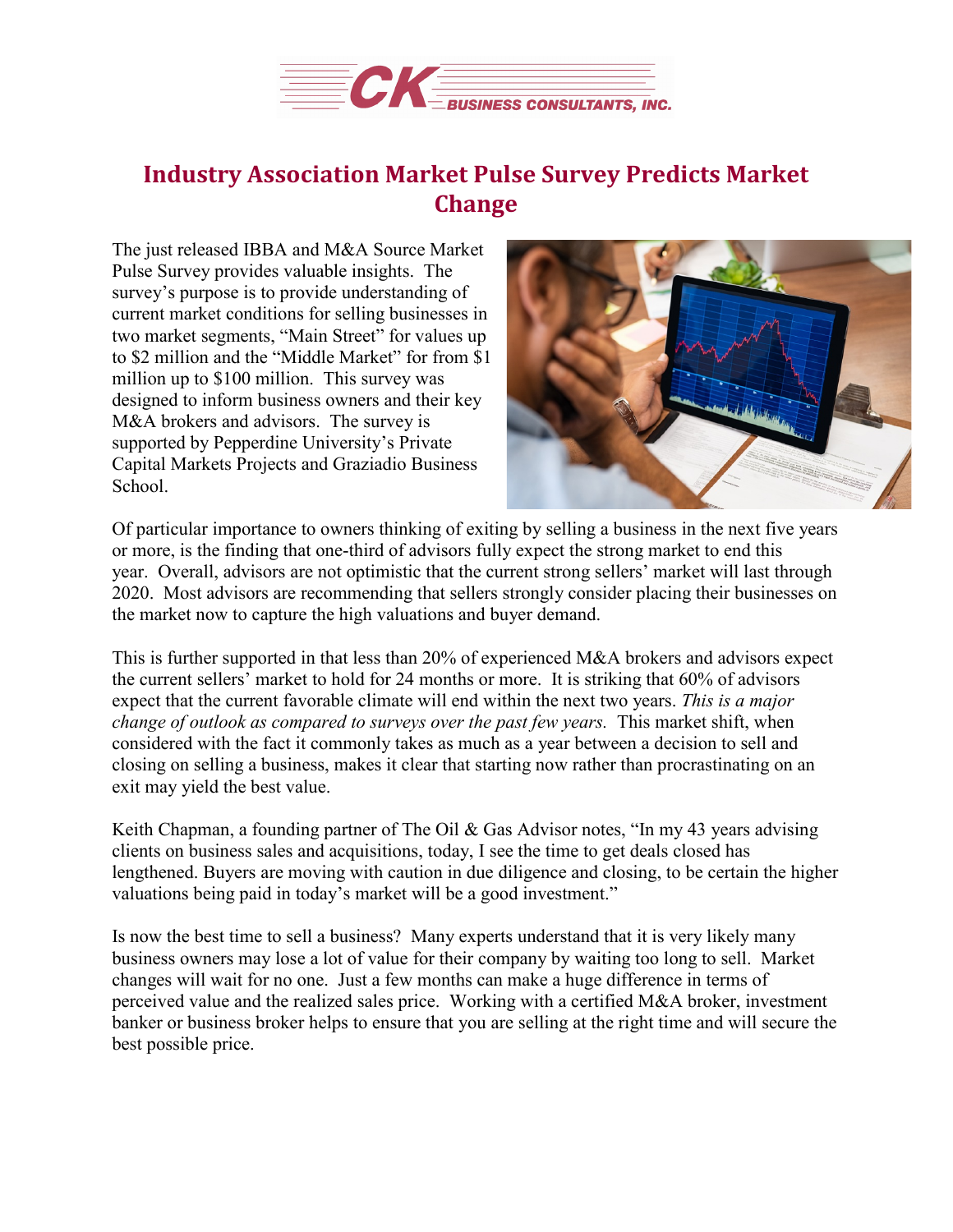# Industry Association Market Pulse Survey Predicts Market Change

The just released IBBA and M&A Source Market Pulse Survey provides valuable insights. The survey's purpose is to provide understanding of current market conditions for selling businesses in two market segments, "Main Street" for values up to $2 million and the "Middle Market" for from $1 million up to $100 million. This survey was designed to inform business owners and their key M&A brokers and advisors. The survey is supported by Pepperdine University's Private Capital Markets Projects and Graziadio Business School.

Of particular importance to owners thinking of exiting by selling a business in the next five years or more, is the finding that one-third of advisors fully expect the strong market to end this year. Overall, advisors are not optimistic that the current strong sellers' market will last through 2020. Most advisors are recommending that sellers strongly consider placing their businesses on the market now to capture the high valuations and buyer demand.

This is further supported in that less than 20% of experienced M&A brokers and advisors expect the current sellers' market to hold for 24 months or more. It is striking that 60% of advisors expect that the current favorable climate will end within the next two years. *This is a major change of outlook as compared to surveys over the past few years.* This market shift, when considered with the fact it commonly takes as much as a year between a decision to sell and closing on selling a business, makes it clear that starting now rather than procrastinating on an exit may yield the best value.

Keith Chapman, a founding partner of The Oil & Gas Advisor notes, "In my 43 years advising clients on business sales and acquisitions, today, I see the time to get deals closed has lengthened. Buyers are moving with caution in due diligence and closing, to be certain the higher valuations being paid in today's market will be a good investment."

Is now the best time to sell a business? Many experts understand that it is very likely many business owners may lose a lot of value for their company by waiting too long to sell. Market changes will wait for no one. Just a few months can make a huge difference in terms of perceived value and the realized sales price. Working with a certified M&A broker, investment banker or business broker helps to ensure that you are selling at the right time and will secure the best possible price.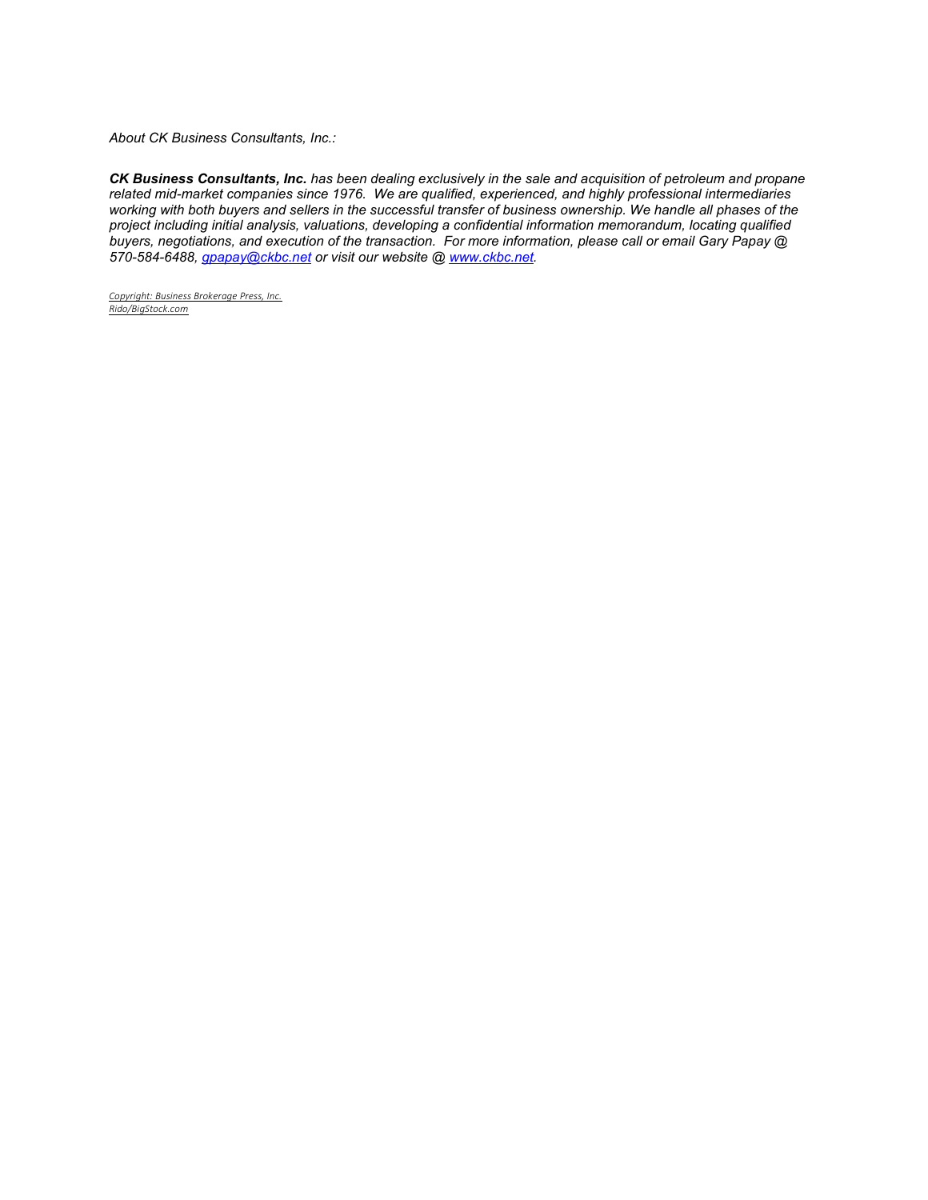*About CK Business Consultants, Inc.:*

***CK Business Consultants, Inc.** has been dealing exclusively in the sale and acquisition of petroleum and propane related mid-market companies since 1976. We are qualified, experienced, and highly professional intermediaries working with both buyers and sellers in the successful transfer of business ownership. We handle all phases of the project including initial analysis, valuations, developing a confidential information memorandum, locating qualified buyers, negotiations, and execution of the transaction. For more information, please call or email Gary Papay @ 570-584-6488, [gpapay@ckbc.net](mailto:gpapay@ckbc.net) or visit our website @ [www.ckbc.net](http://www.ckbc.net).*

*Copyright: Business Brokerage Press, Inc.*
*Rido/BigStock.com*